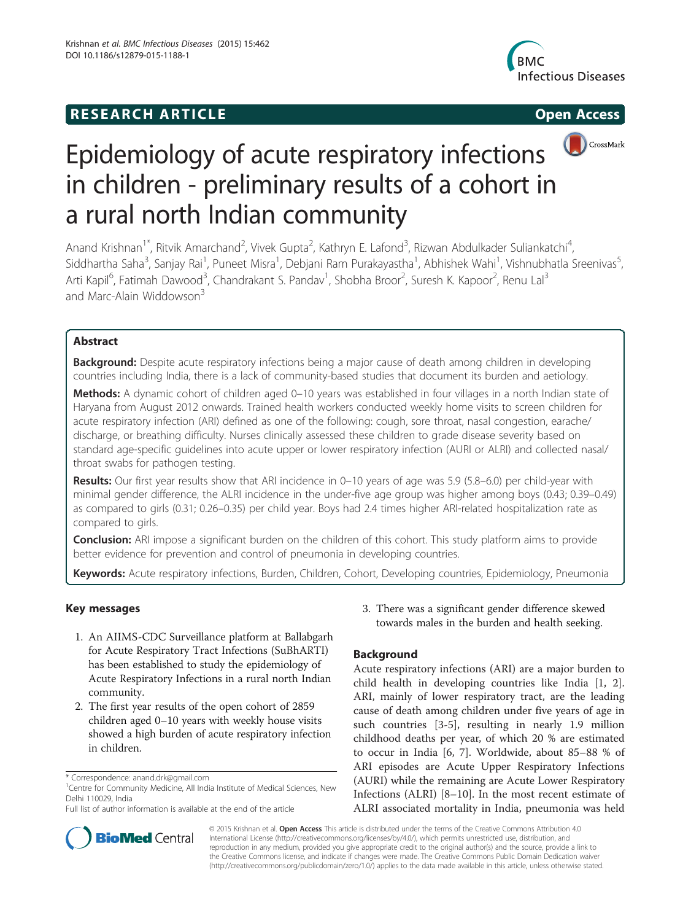RESEARCH ARTICLE Open Access

# Epidemiology of acute respiratory infections in children - preliminary results of a cohort in a rural north Indian community

Anand Krishnan[1*], Ritvik Amarchand[2], Vivek Gupta[2], Kathryn E. Lafond[3], Rizwan Abdulkader Suliankatchi[4], Siddhartha Saha[3], Sanjay Rai[1], Puneet Misra[1], Debjani Ram Purakayastha[1], Abhishek Wahi[1], Vishnubhatla Sreenivas[5], Arti Kapil[6], Fatimah Dawood[3], Chandrakant S. Pandav[1], Shobha Broor[2], Suresh K. Kapoor[2], Renu Lal[3] and Marc-Alain Widdowson[3]

## Abstract

**Background:** Despite acute respiratory infections being a major cause of death among children in developing countries including India, there is a lack of community-based studies that document its burden and aetiology.

**Methods:** A dynamic cohort of children aged 0–10 years was established in four villages in a north Indian state of Haryana from August 2012 onwards. Trained health workers conducted weekly home visits to screen children for acute respiratory infection (ARI) defined as one of the following: cough, sore throat, nasal congestion, earache/discharge, or breathing difficulty. Nurses clinically assessed these children to grade disease severity based on standard age-specific guidelines into acute upper or lower respiratory infection (AURI or ALRI) and collected nasal/throat swabs for pathogen testing.

**Results:** Our first year results show that ARI incidence in 0–10 years of age was 5.9 (5.8–6.0) per child-year with minimal gender difference, the ALRI incidence in the under-five age group was higher among boys (0.43; 0.39–0.49) as compared to girls (0.31; 0.26–0.35) per child year. Boys had 2.4 times higher ARI-related hospitalization rate as compared to girls.

**Conclusion:** ARI impose a significant burden on the children of this cohort. This study platform aims to provide better evidence for prevention and control of pneumonia in developing countries.

**Keywords:** Acute respiratory infections, Burden, Children, Cohort, Developing countries, Epidemiology, Pneumonia

## Key messages

1. An AIIMS-CDC Surveillance platform at Ballabgarh for Acute Respiratory Tract Infections (SuBhARTI) has been established to study the epidemiology of Acute Respiratory Infections in a rural north Indian community.
2. The first year results of the open cohort of 2859 children aged 0–10 years with weekly house visits showed a high burden of acute respiratory infection in children.
3. There was a significant gender difference skewed towards males in the burden and health seeking.

## Background

Acute respiratory infections (ARI) are a major burden to child health in developing countries like India [1, 2]. ARI, mainly of lower respiratory tract, are the leading cause of death among children under five years of age in such countries [3-5], resulting in nearly 1.9 million childhood deaths per year, of which 20 % are estimated to occur in India [6, 7]. Worldwide, about 85–88 % of ARI episodes are Acute Upper Respiratory Infections (AURI) while the remaining are Acute Lower Respiratory Infections (ALRI) [8–10]. In the most recent estimate of ALRI associated mortality in India, pneumonia was held

\* Correspondence: anand.drk@gmail.com
[1]Centre for Community Medicine, All India Institute of Medical Sciences, New Delhi 110029, India
Full list of author information is available at the end of the article

© 2015 Krishnan et al. **Open Access** This article is distributed under the terms of the Creative Commons Attribution 4.0 International License (http://creativecommons.org/licenses/by/4.0/), which permits unrestricted use, distribution, and reproduction in any medium, provided you give appropriate credit to the original author(s) and the source, provide a link to the Creative Commons license, and indicate if changes were made. The Creative Commons Public Domain Dedication waiver (http://creativecommons.org/publicdomain/zero/1.0/) applies to the data made available in this article, unless otherwise stated.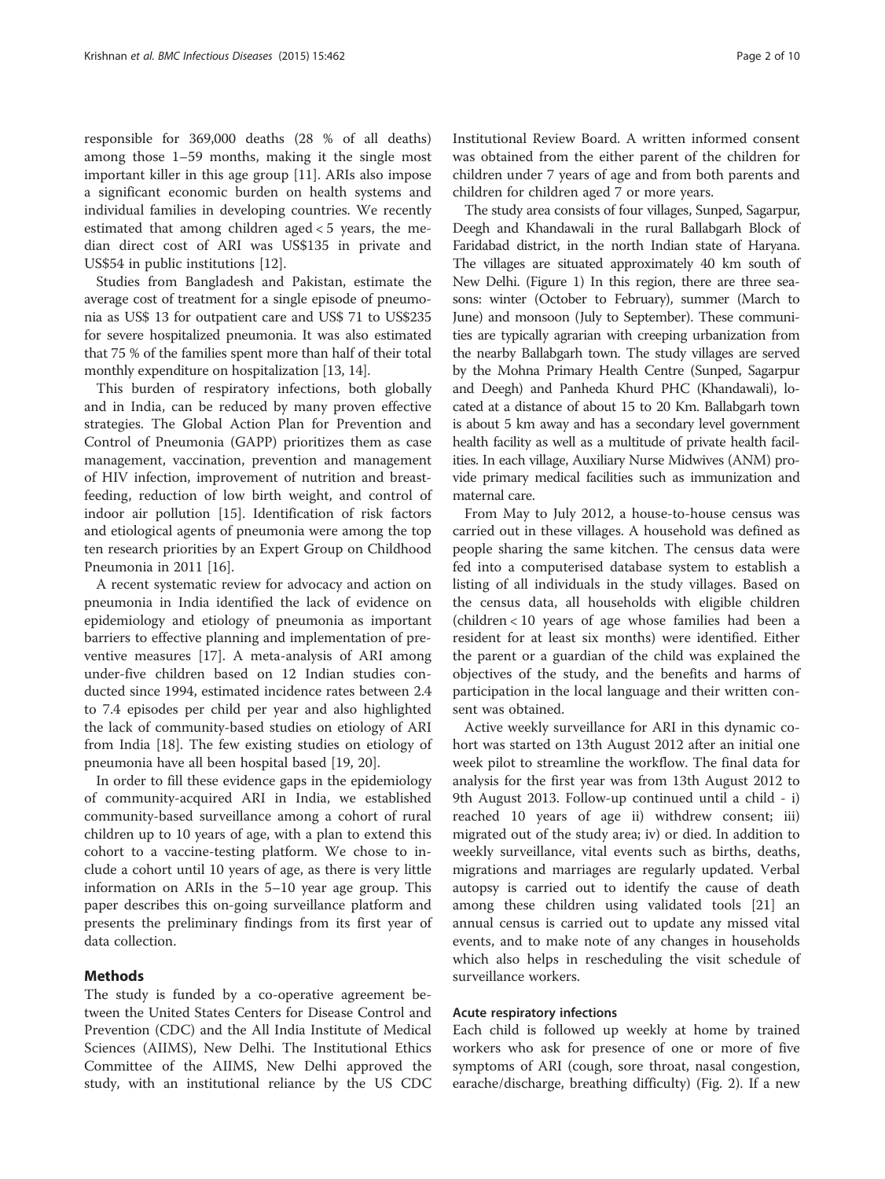responsible for 369,000 deaths (28 % of all deaths) among those 1–59 months, making it the single most important killer in this age group [11]. ARIs also impose a significant economic burden on health systems and individual families in developing countries. We recently estimated that among children aged < 5 years, the median direct cost of ARI was US$135 in private and US$54 in public institutions [12].

Studies from Bangladesh and Pakistan, estimate the average cost of treatment for a single episode of pneumonia as US$ 13 for outpatient care and US$ 71 to US$235 for severe hospitalized pneumonia. It was also estimated that 75 % of the families spent more than half of their total monthly expenditure on hospitalization [13, 14].

This burden of respiratory infections, both globally and in India, can be reduced by many proven effective strategies. The Global Action Plan for Prevention and Control of Pneumonia (GAPP) prioritizes them as case management, vaccination, prevention and management of HIV infection, improvement of nutrition and breastfeeding, reduction of low birth weight, and control of indoor air pollution [15]. Identification of risk factors and etiological agents of pneumonia were among the top ten research priorities by an Expert Group on Childhood Pneumonia in 2011 [16].

A recent systematic review for advocacy and action on pneumonia in India identified the lack of evidence on epidemiology and etiology of pneumonia as important barriers to effective planning and implementation of preventive measures [17]. A meta-analysis of ARI among under-five children based on 12 Indian studies conducted since 1994, estimated incidence rates between 2.4 to 7.4 episodes per child per year and also highlighted the lack of community-based studies on etiology of ARI from India [18]. The few existing studies on etiology of pneumonia have all been hospital based [19, 20].

In order to fill these evidence gaps in the epidemiology of community-acquired ARI in India, we established community-based surveillance among a cohort of rural children up to 10 years of age, with a plan to extend this cohort to a vaccine-testing platform. We chose to include a cohort until 10 years of age, as there is very little information on ARIs in the 5–10 year age group. This paper describes this on-going surveillance platform and presents the preliminary findings from its first year of data collection.

## Methods

The study is funded by a co-operative agreement between the United States Centers for Disease Control and Prevention (CDC) and the All India Institute of Medical Sciences (AIIMS), New Delhi. The Institutional Ethics Committee of the AIIMS, New Delhi approved the study, with an institutional reliance by the US CDC Institutional Review Board. A written informed consent was obtained from the either parent of the children for children under 7 years of age and from both parents and children for children aged 7 or more years.

The study area consists of four villages, Sunped, Sagarpur, Deegh and Khandawali in the rural Ballabgarh Block of Faridabad district, in the north Indian state of Haryana. The villages are situated approximately 40 km south of New Delhi. (Figure 1) In this region, there are three seasons: winter (October to February), summer (March to June) and monsoon (July to September). These communities are typically agrarian with creeping urbanization from the nearby Ballabgarh town. The study villages are served by the Mohna Primary Health Centre (Sunped, Sagarpur and Deegh) and Panheda Khurd PHC (Khandawali), located at a distance of about 15 to 20 Km. Ballabgarh town is about 5 km away and has a secondary level government health facility as well as a multitude of private health facilities. In each village, Auxiliary Nurse Midwives (ANM) provide primary medical facilities such as immunization and maternal care.

From May to July 2012, a house-to-house census was carried out in these villages. A household was defined as people sharing the same kitchen. The census data were fed into a computerised database system to establish a listing of all individuals in the study villages. Based on the census data, all households with eligible children (children < 10 years of age whose families had been a resident for at least six months) were identified. Either the parent or a guardian of the child was explained the objectives of the study, and the benefits and harms of participation in the local language and their written consent was obtained.

Active weekly surveillance for ARI in this dynamic cohort was started on 13th August 2012 after an initial one week pilot to streamline the workflow. The final data for analysis for the first year was from 13th August 2012 to 9th August 2013. Follow-up continued until a child - i) reached 10 years of age ii) withdrew consent; iii) migrated out of the study area; iv) or died. In addition to weekly surveillance, vital events such as births, deaths, migrations and marriages are regularly updated. Verbal autopsy is carried out to identify the cause of death among these children using validated tools [21] an annual census is carried out to update any missed vital events, and to make note of any changes in households which also helps in rescheduling the visit schedule of surveillance workers.

### Acute respiratory infections

Each child is followed up weekly at home by trained workers who ask for presence of one or more of five symptoms of ARI (cough, sore throat, nasal congestion, earache/discharge, breathing difficulty) (Fig. 2). If a new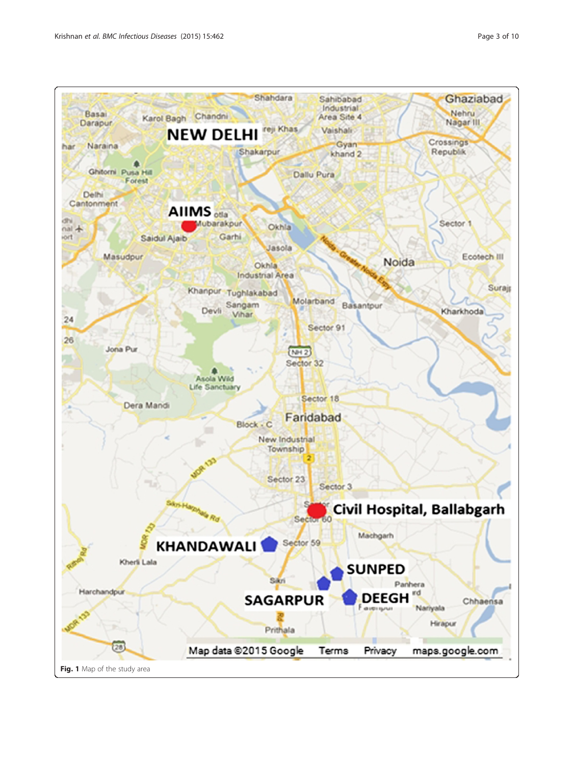Fig. 1 Map of the study area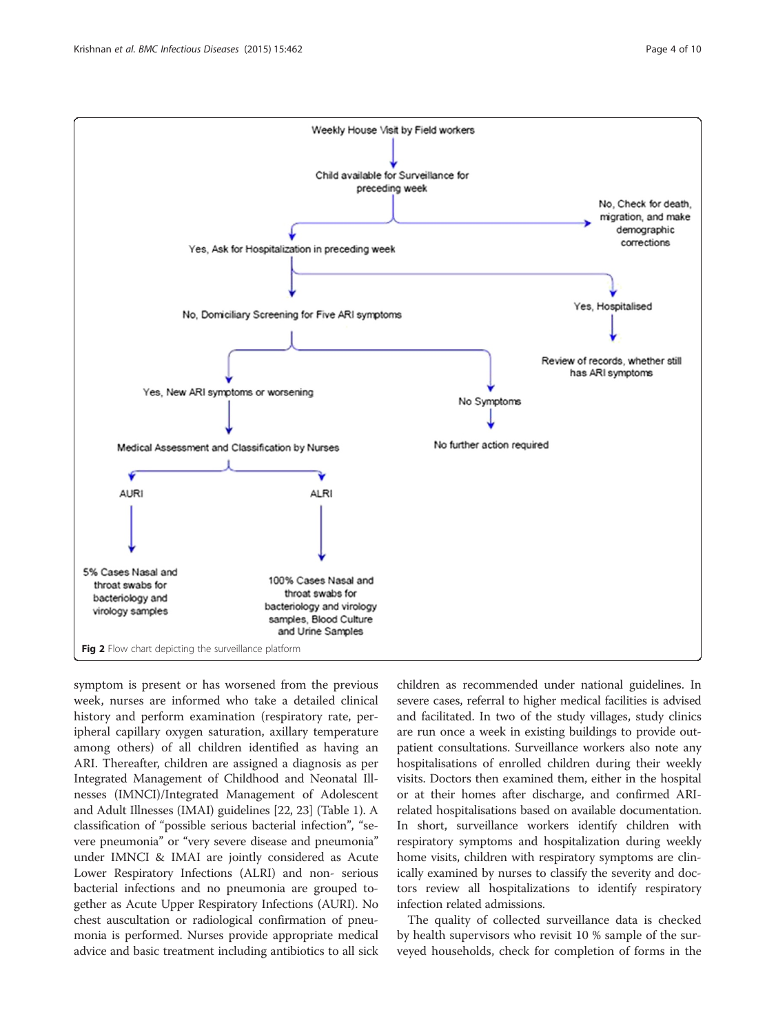Weekly House Visit by Field workers

Child available for Surveillance for preceding week

No, Check for death, migration, and make demographic corrections

Yes, Ask for Hospitalization in preceding week

Yes, Hospitalised

Review of records, whether still has ARI symptoms

No, Domiciliary Screening for Five ARI symptoms

Yes, New ARI symptoms or worsening

No Symptoms

No further action required

Medical Assessment and Classification by Nurses

AURI

ALRI

5% Cases Nasal and throat swabs for bacteriology and virology samples

100% Cases Nasal and throat swabs for bacteriology and virology samples, Blood Culture and Urine Samples

**Fig 2** Flow chart depicting the surveillance platform

symptom is present or has worsened from the previous week, nurses are informed who take a detailed clinical history and perform examination (respiratory rate, peripheral capillary oxygen saturation, axillary temperature among others) of all children identified as having an ARI. Thereafter, children are assigned a diagnosis as per Integrated Management of Childhood and Neonatal Illnesses (IMNCI)/Integrated Management of Adolescent and Adult Illnesses (IMAI) guidelines [22, 23] (Table 1). A classification of "possible serious bacterial infection", "severe pneumonia" or "very severe disease and pneumonia" under IMNCI & IMAI are jointly considered as Acute Lower Respiratory Infections (ALRI) and non- serious bacterial infections and no pneumonia are grouped together as Acute Upper Respiratory Infections (AURI). No chest auscultation or radiological confirmation of pneumonia is performed. Nurses provide appropriate medical advice and basic treatment including antibiotics to all sick children as recommended under national guidelines. In severe cases, referral to higher medical facilities is advised and facilitated. In two of the study villages, study clinics are run once a week in existing buildings to provide outpatient consultations. Surveillance workers also note any hospitalisations of enrolled children during their weekly visits. Doctors then examined them, either in the hospital or at their homes after discharge, and confirmed ARI-related hospitalisations based on available documentation. In short, surveillance workers identify children with respiratory symptoms and hospitalization during weekly home visits, children with respiratory symptoms are clinically examined by nurses to classify the severity and doctors review all hospitalizations to identify respiratory infection related admissions.

The quality of collected surveillance data is checked by health supervisors who revisit 10 % sample of the surveyed households, check for completion of forms in the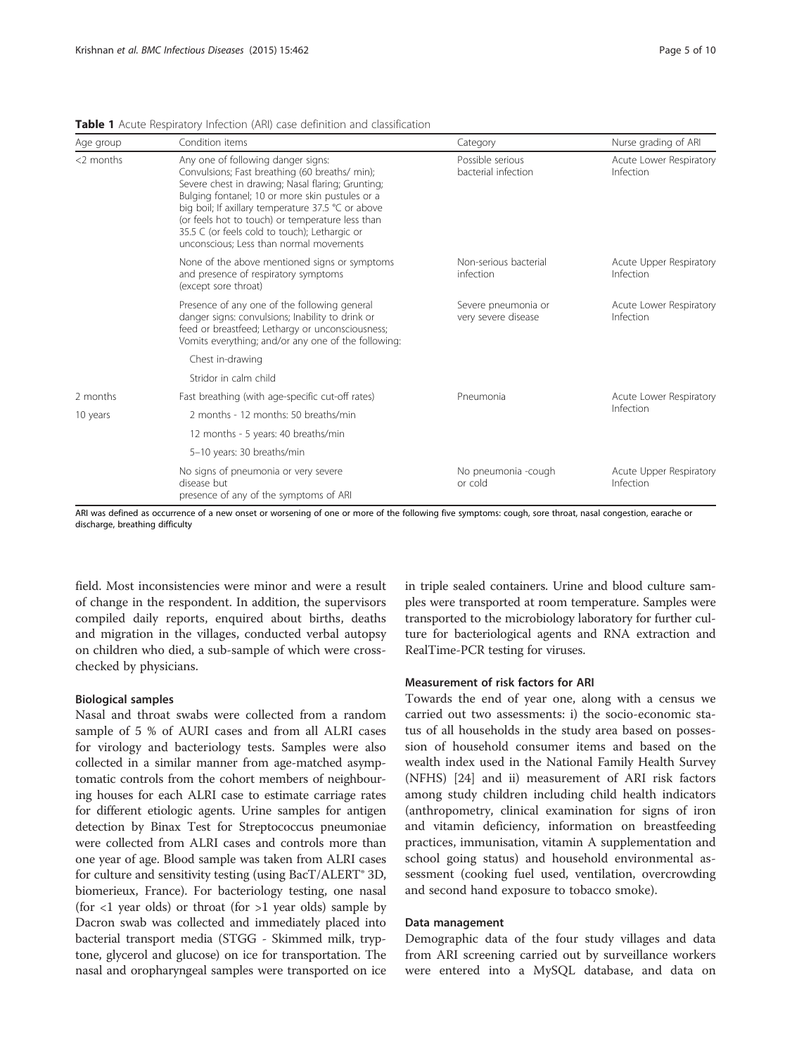**Table 1** Acute Respiratory Infection (ARI) case definition and classification

| Age group | Condition items | Category | Nurse grading of ARI |
|---|---|---|---|
| <2 months | Any one of following danger signs: Convulsions; Fast breathing (60 breaths/ min); Severe chest in drawing; Nasal flaring; Grunting; Bulging fontanel; 10 or more skin pustules or a big boil; If axillary temperature 37.5 °C or above (or feels hot to touch) or temperature less than 35.5 C (or feels cold to touch); Lethargic or unconscious; Less than normal movements | Possible serious bacterial infection | Acute Lower Respiratory Infection |
| | None of the above mentioned signs or symptoms and presence of respiratory symptoms (except sore throat) | Non-serious bacterial infection | Acute Upper Respiratory Infection |
| | Presence of any one of the following general danger signs: convulsions; Inability to drink or feed or breastfeed; Lethargy or unconsciousness; Vomits everything; and/or any one of the following: | Severe pneumonia or very severe disease | Acute Lower Respiratory Infection |
| | Chest in-drawing | | |
| | Stridor in calm child | | |
| 2 months | Fast breathing (with age-specific cut-off rates) | Pneumonia | Acute Lower Respiratory Infection |
| 10 years | 2 months - 12 months: 50 breaths/min | | |
| | 12 months - 5 years: 40 breaths/min | | |
| | 5–10 years: 30 breaths/min | | |
| | No signs of pneumonia or very severe disease but presence of any of the symptoms of ARI | No pneumonia -cough or cold | Acute Upper Respiratory Infection |

ARI was defined as occurrence of a new onset or worsening of one or more of the following five symptoms: cough, sore throat, nasal congestion, earache or discharge, breathing difficulty

field. Most inconsistencies were minor and were a result of change in the respondent. In addition, the supervisors compiled daily reports, enquired about births, deaths and migration in the villages, conducted verbal autopsy on children who died, a sub-sample of which were cross-checked by physicians.

#### Biological samples

Nasal and throat swabs were collected from a random sample of 5 % of AURI cases and from all ALRI cases for virology and bacteriology tests. Samples were also collected in a similar manner from age-matched asymptomatic controls from the cohort members of neighbouring houses for each ALRI case to estimate carriage rates for different etiologic agents. Urine samples for antigen detection by Binax Test for Streptococcus pneumoniae were collected from ALRI cases and controls more than one year of age. Blood sample was taken from ALRI cases for culture and sensitivity testing (using BacT/ALERT® 3D, biomerieux, France). For bacteriology testing, one nasal (for <1 year olds) or throat (for >1 year olds) sample by Dacron swab was collected and immediately placed into bacterial transport media (STGG - Skimmed milk, tryptone, glycerol and glucose) on ice for transportation. The nasal and oropharyngeal samples were transported on ice in triple sealed containers. Urine and blood culture samples were transported at room temperature. Samples were transported to the microbiology laboratory for further culture for bacteriological agents and RNA extraction and RealTime-PCR testing for viruses.

#### Measurement of risk factors for ARI

Towards the end of year one, along with a census we carried out two assessments: i) the socio-economic status of all households in the study area based on possession of household consumer items and based on the wealth index used in the National Family Health Survey (NFHS) [24] and ii) measurement of ARI risk factors among study children including child health indicators (anthropometry, clinical examination for signs of iron and vitamin deficiency, information on breastfeeding practices, immunisation, vitamin A supplementation and school going status) and household environmental assessment (cooking fuel used, ventilation, overcrowding and second hand exposure to tobacco smoke).

#### Data management

Demographic data of the four study villages and data from ARI screening carried out by surveillance workers were entered into a MySQL database, and data on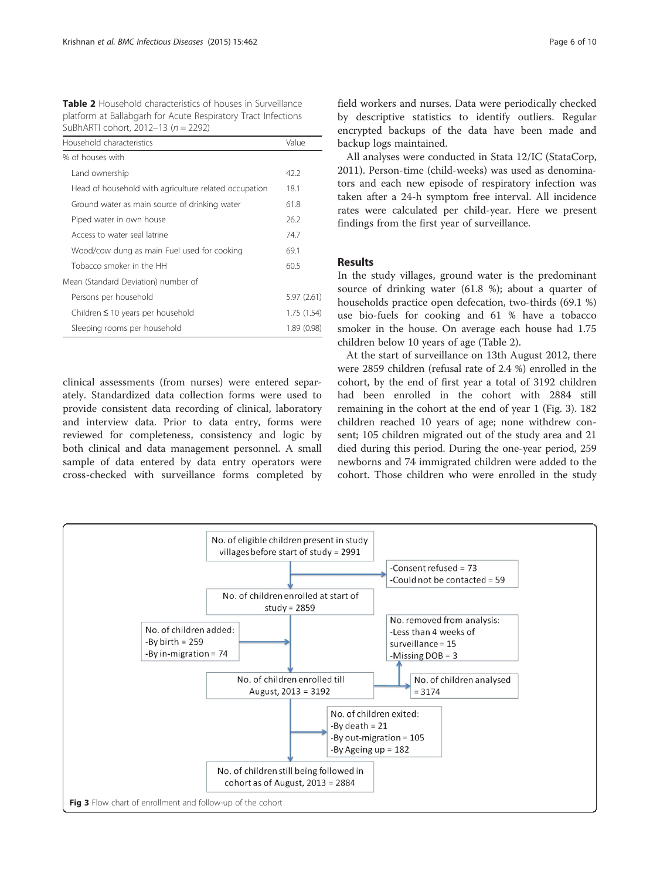**Table 2** Household characteristics of houses in Surveillance platform at Ballabgarh for Acute Respiratory Tract Infections SuBhARTI cohort, 2012–13 ($n = 2292$)

| Household characteristics | Value |
|---|---|
| % of houses with | |
| Land ownership | 42.2 |
| Head of household with agriculture related occupation | 18.1 |
| Ground water as main source of drinking water | 61.8 |
| Piped water in own house | 26.2 |
| Access to water seal latrine | 74.7 |
| Wood/cow dung as main Fuel used for cooking | 69.1 |
| Tobacco smoker in the HH | 60.5 |
| Mean (Standard Deviation) number of | |
| Persons per household | 5.97 (2.61) |
| Children ≤ 10 years per household | 1.75 (1.54) |
| Sleeping rooms per household | 1.89 (0.98) |

clinical assessments (from nurses) were entered separately. Standardized data collection forms were used to provide consistent data recording of clinical, laboratory and interview data. Prior to data entry, forms were reviewed for completeness, consistency and logic by both clinical and data management personnel. A small sample of data entered by data entry operators were cross-checked with surveillance forms completed by field workers and nurses. Data were periodically checked by descriptive statistics to identify outliers. Regular encrypted backups of the data have been made and backup logs maintained.

All analyses were conducted in Stata 12/IC (StataCorp, 2011). Person-time (child-weeks) was used as denominators and each new episode of respiratory infection was taken after a 24-h symptom free interval. All incidence rates were calculated per child-year. Here we present findings from the first year of surveillance.

## Results

In the study villages, ground water is the predominant source of drinking water (61.8 %); about a quarter of households practice open defecation, two-thirds (69.1 %) use bio-fuels for cooking and 61 % have a tobacco smoker in the house. On average each house had 1.75 children below 10 years of age (Table 2).

At the start of surveillance on 13th August 2012, there were 2859 children (refusal rate of 2.4 %) enrolled in the cohort, by the end of first year a total of 3192 children had been enrolled in the cohort with 2884 still remaining in the cohort at the end of year 1 (Fig. 3). 182 children reached 10 years of age; none withdrew consent; 105 children migrated out of the study area and 21 died during this period. During the one-year period, 259 newborns and 74 immigrated children were added to the cohort. Those children who were enrolled in the study

No. of eligible children present in study villages before start of study = 2991

- -Consent refused = 73
- -Could not be contacted = 59

No. of children enrolled at start of study = 2859

No. of children added:
- -By birth = 259
- -By in-migration = 74

No. of children enrolled till August, 2013 = 3192

No. removed from analysis:
- -Less than 4 weeks of surveillance = 15
- -Missing DOB = 3

No. of children analysed = 3174

No. of children exited:
- -By death = 21
- -By out-migration = 105
- -By Ageing up = 182

No. of children still being followed in cohort as of August, 2013 = 2884

**Fig 3** Flow chart of enrollment and follow-up of the cohort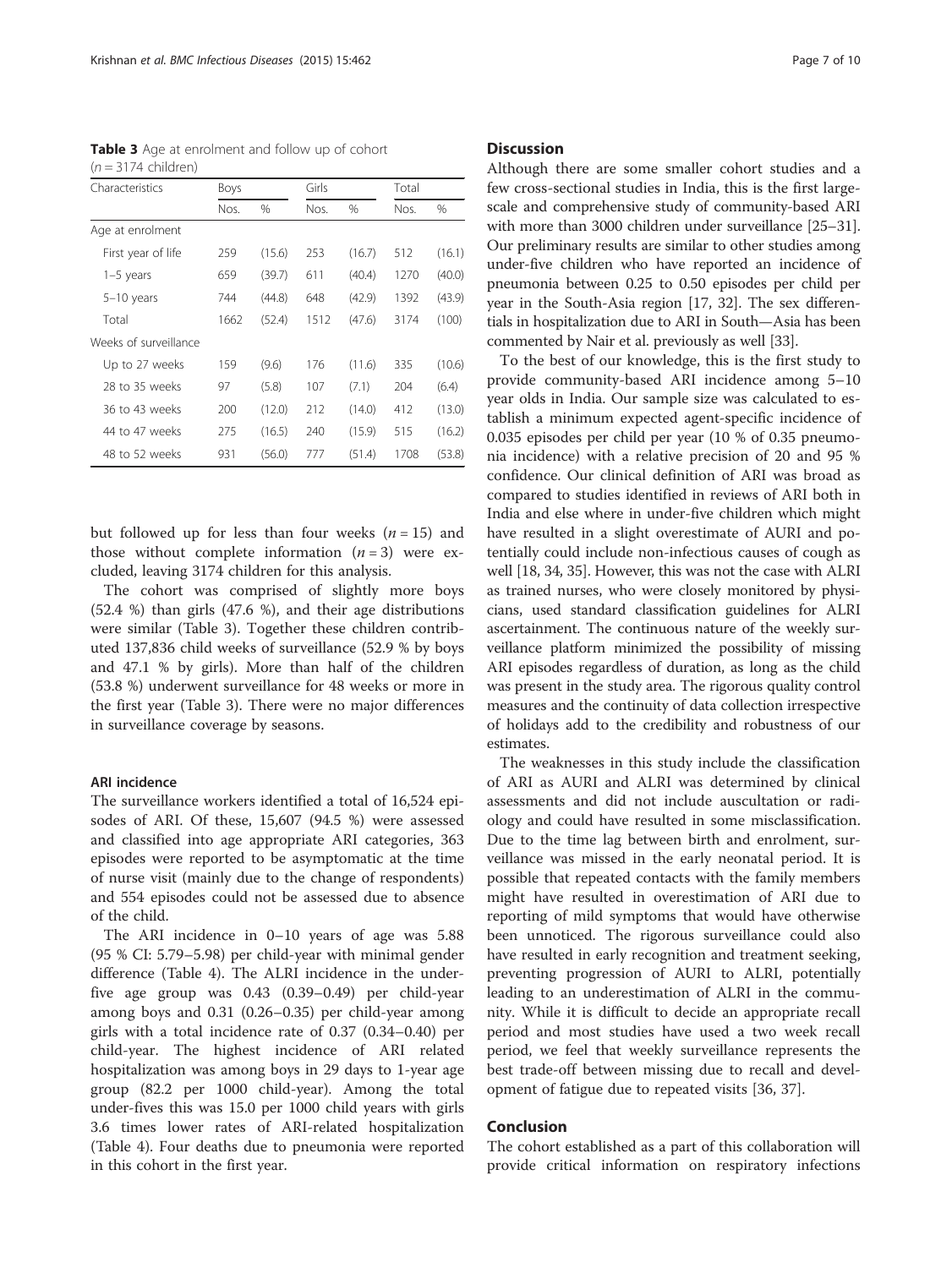**Table 3** Age at enrolment and follow up of cohort ($n = 3174$ children)

| Characteristics | Boys | | Girls | | Total | |
|---|---|---|---|---|---|---|
| | Nos. | % | Nos. | % | Nos. | % |
| Age at enrolment | | | | | | |
| First year of life | 259 | (15.6) | 253 | (16.7) | 512 | (16.1) |
| 1–5 years | 659 | (39.7) | 611 | (40.4) | 1270 | (40.0) |
| 5–10 years | 744 | (44.8) | 648 | (42.9) | 1392 | (43.9) |
| Total | 1662 | (52.4) | 1512 | (47.6) | 3174 | (100) |
| Weeks of surveillance | | | | | | |
| Up to 27 weeks | 159 | (9.6) | 176 | (11.6) | 335 | (10.6) |
| 28 to 35 weeks | 97 | (5.8) | 107 | (7.1) | 204 | (6.4) |
| 36 to 43 weeks | 200 | (12.0) | 212 | (14.0) | 412 | (13.0) |
| 44 to 47 weeks | 275 | (16.5) | 240 | (15.9) | 515 | (16.2) |
| 48 to 52 weeks | 931 | (56.0) | 777 | (51.4) | 1708 | (53.8) |

but followed up for less than four weeks ($n = 15$) and those without complete information ($n = 3$) were excluded, leaving 3174 children for this analysis.

The cohort was comprised of slightly more boys (52.4 %) than girls (47.6 %), and their age distributions were similar (Table 3). Together these children contributed 137,836 child weeks of surveillance (52.9 % by boys and 47.1 % by girls). More than half of the children (53.8 %) underwent surveillance for 48 weeks or more in the first year (Table 3). There were no major differences in surveillance coverage by seasons.

### ARI incidence

The surveillance workers identified a total of 16,524 episodes of ARI. Of these, 15,607 (94.5 %) were assessed and classified into age appropriate ARI categories, 363 episodes were reported to be asymptomatic at the time of nurse visit (mainly due to the change of respondents) and 554 episodes could not be assessed due to absence of the child.

The ARI incidence in 0–10 years of age was 5.88 (95 % CI: 5.79–5.98) per child-year with minimal gender difference (Table 4). The ALRI incidence in the under-five age group was 0.43 (0.39–0.49) per child-year among boys and 0.31 (0.26–0.35) per child-year among girls with a total incidence rate of 0.37 (0.34–0.40) per child-year. The highest incidence of ARI related hospitalization was among boys in 29 days to 1-year age group (82.2 per 1000 child-year). Among the total under-fives this was 15.0 per 1000 child years with girls 3.6 times lower rates of ARI-related hospitalization (Table 4). Four deaths due to pneumonia were reported in this cohort in the first year.

## Discussion

Although there are some smaller cohort studies and a few cross-sectional studies in India, this is the first large-scale and comprehensive study of community-based ARI with more than 3000 children under surveillance [25–31]. Our preliminary results are similar to other studies among under-five children who have reported an incidence of pneumonia between 0.25 to 0.50 episodes per child per year in the South-Asia region [17, 32]. The sex differentials in hospitalization due to ARI in South—Asia has been commented by Nair et al. previously as well [33].

To the best of our knowledge, this is the first study to provide community-based ARI incidence among 5–10 year olds in India. Our sample size was calculated to establish a minimum expected agent-specific incidence of 0.035 episodes per child per year (10 % of 0.35 pneumonia incidence) with a relative precision of 20 and 95 % confidence. Our clinical definition of ARI was broad as compared to studies identified in reviews of ARI both in India and else where in under-five children which might have resulted in a slight overestimate of AURI and potentially could include non-infectious causes of cough as well [18, 34, 35]. However, this was not the case with ALRI as trained nurses, who were closely monitored by physicians, used standard classification guidelines for ALRI ascertainment. The continuous nature of the weekly surveillance platform minimized the possibility of missing ARI episodes regardless of duration, as long as the child was present in the study area. The rigorous quality control measures and the continuity of data collection irrespective of holidays add to the credibility and robustness of our estimates.

The weaknesses in this study include the classification of ARI as AURI and ALRI was determined by clinical assessments and did not include auscultation or radiology and could have resulted in some misclassification. Due to the time lag between birth and enrolment, surveillance was missed in the early neonatal period. It is possible that repeated contacts with the family members might have resulted in overestimation of ARI due to reporting of mild symptoms that would have otherwise been unnoticed. The rigorous surveillance could also have resulted in early recognition and treatment seeking, preventing progression of AURI to ALRI, potentially leading to an underestimation of ALRI in the community. While it is difficult to decide an appropriate recall period and most studies have used a two week recall period, we feel that weekly surveillance represents the best trade-off between missing due to recall and development of fatigue due to repeated visits [36, 37].

## Conclusion

The cohort established as a part of this collaboration will provide critical information on respiratory infections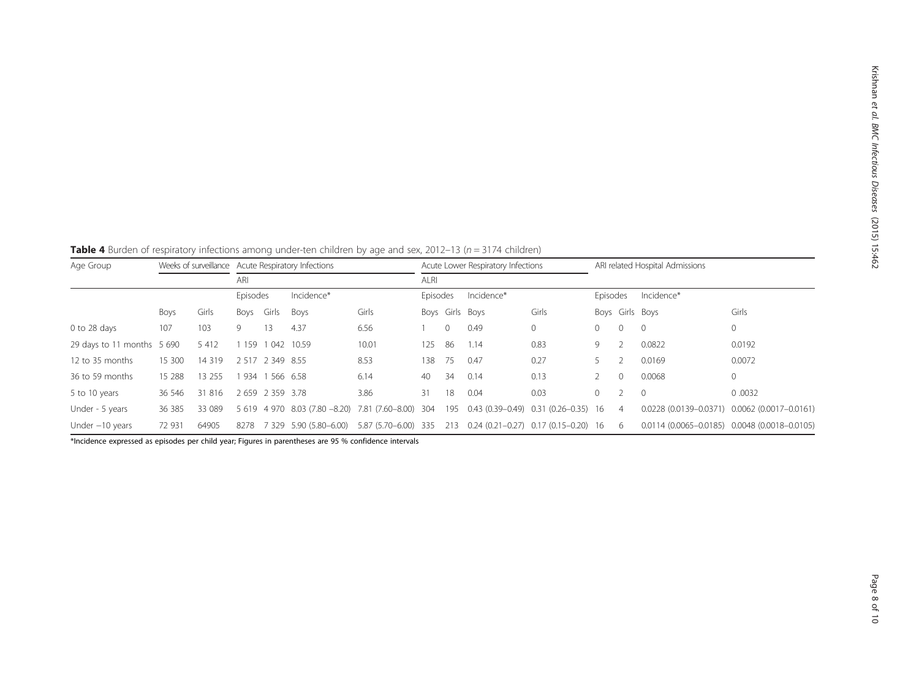**Table 4** Burden of respiratory infections among under-ten children by age and sex, 2012–13 ($n = 3174$ children)

| Age Group | Weeks of surveillance | | Acute Respiratory Infections | | | | Acute Lower Respiratory Infections | | | | ARI related Hospital Admissions | | | |
|---|---|---|---|---|---|---|---|---|---|---|---|---|---|---|
| | | | ARI | | | | ALRI | | | | | | | |
| | | | Episodes | | Incidence* | | Episodes | | Incidence* | | Episodes | | Incidence* | |
| | Boys | Girls | Boys | Girls | Boys | Girls | Boys | Girls | Boys | Girls | Boys | Girls | Boys | Girls |
| 0 to 28 days | 107 | 103 | 9 | 13 | 4.37 | 6.56 | 1 | 0 | 0.49 | 0 | 0 | 0 | 0 | 0 |
| 29 days to 11 months | 5 690 | 5 412 | 1 159 | 1 042 | 10.59 | 10.01 | 125 | 86 | 1.14 | 0.83 | 9 | 2 | 0.0822 | 0.0192 |
| 12 to 35 months | 15 300 | 14 319 | 2 517 | 2 349 | 8.55 | 8.53 | 138 | 75 | 0.47 | 0.27 | 5 | 2 | 0.0169 | 0.0072 |
| 36 to 59 months | 15 288 | 13 255 | 1 934 | 1 566 | 6.58 | 6.14 | 40 | 34 | 0.14 | 0.13 | 2 | 0 | 0.0068 | 0 |
| 5 to 10 years | 36 546 | 31 816 | 2 659 | 2 359 | 3.78 | 3.86 | 31 | 18 | 0.04 | 0.03 | 0 | 2 | 0 | 0 .0032 |
| Under - 5 years | 36 385 | 33 089 | 5 619 | 4 970 | 8.03 (7.80 –8.20) | 7.81 (7.60–8.00) | 304 | 195 | 0.43 (0.39–0.49) | 0.31 (0.26–0.35) | 16 | 4 | 0.0228 (0.0139–0.0371) | 0.0062 (0.0017–0.0161) |
| Under –10 years | 72 931 | 64905 | 8278 | 7 329 | 5.90 (5.80–6.00) | 5.87 (5.70–6.00) | 335 | 213 | 0.24 (0.21–0.27) | 0.17 (0.15–0.20) | 16 | 6 | 0.0114 (0.0065–0.0185) | 0.0048 (0.0018–0.0105) |

*Incidence expressed as episodes per child year; Figures in parentheses are 95 % confidence intervals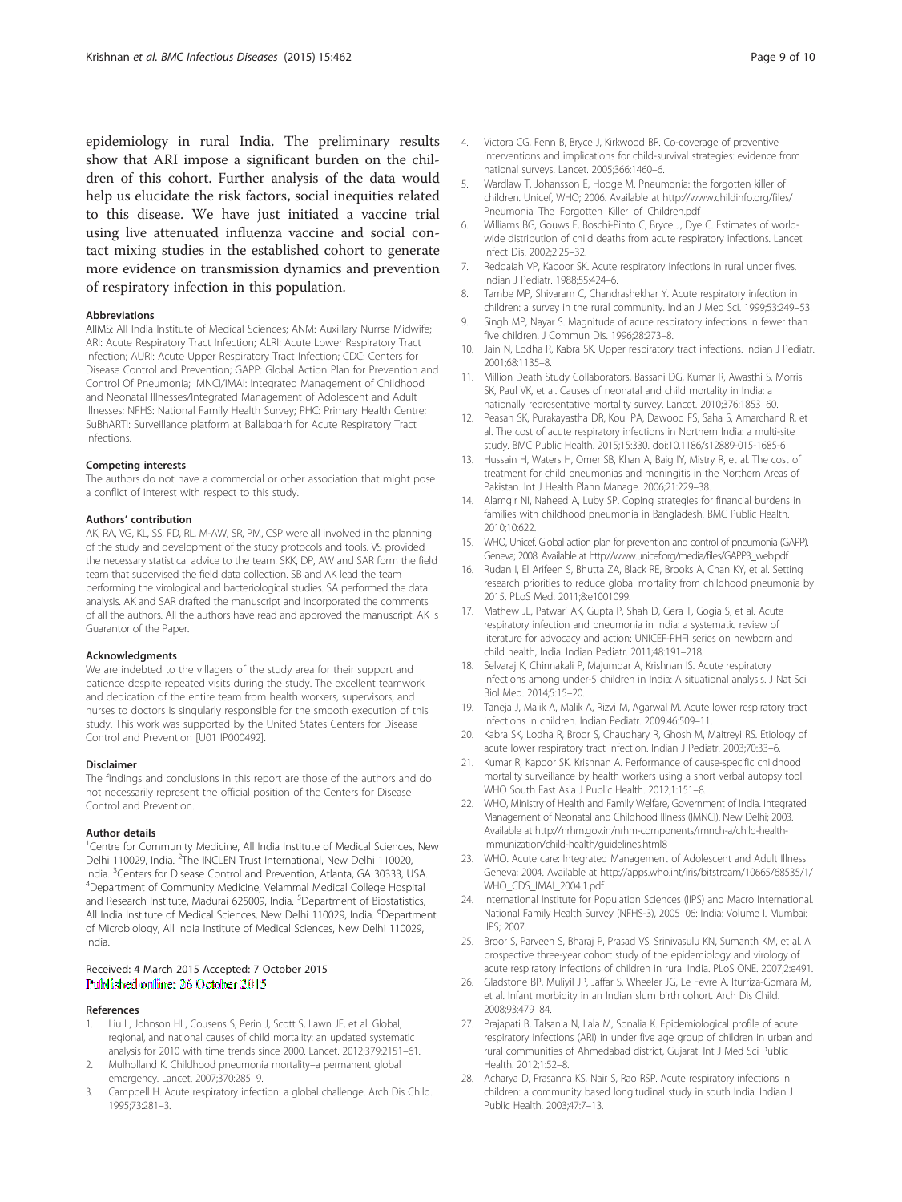epidemiology in rural India. The preliminary results show that ARI impose a significant burden on the children of this cohort. Further analysis of the data would help us elucidate the risk factors, social inequities related to this disease. We have just initiated a vaccine trial using live attenuated influenza vaccine and social contact mixing studies in the established cohort to generate more evidence on transmission dynamics and prevention of respiratory infection in this population.

#### Abbreviations

AIIMS: All India Institute of Medical Sciences; ANM: Auxillary Nurrse Midwife; ARI: Acute Respiratory Tract Infection; ALRI: Acute Lower Respiratory Tract Infection; AURI: Acute Upper Respiratory Tract Infection; CDC: Centers for Disease Control and Prevention; GAPP: Global Action Plan for Prevention and Control Of Pneumonia; IMNCI/IMAI: Integrated Management of Childhood and Neonatal Illnesses/Integrated Management of Adolescent and Adult Illnesses; NFHS: National Family Health Survey; PHC: Primary Health Centre; SuBhARTI: Surveillance platform at Ballabgarh for Acute Respiratory Tract Infections.

#### Competing interests

The authors do not have a commercial or other association that might pose a conflict of interest with respect to this study.

#### Authors' contribution

AK, RA, VG, KL, SS, FD, RL, M-AW, SR, PM, CSP were all involved in the planning of the study and development of the study protocols and tools. VS provided the necessary statistical advice to the team. SKK, DP, AW and SAR form the field team that supervised the field data collection. SB and AK lead the team performing the virological and bacteriological studies. SA performed the data analysis. AK and SAR drafted the manuscript and incorporated the comments of all the authors. All the authors have read and approved the manuscript. AK is Guarantor of the Paper.

#### Acknowledgments

We are indebted to the villagers of the study area for their support and patience despite repeated visits during the study. The excellent teamwork and dedication of the entire team from health workers, supervisors, and nurses to doctors is singularly responsible for the smooth execution of this study. This work was supported by the United States Centers for Disease Control and Prevention [U01 IP000492].

#### Disclaimer

The findings and conclusions in this report are those of the authors and do not necessarily represent the official position of the Centers for Disease Control and Prevention.

#### Author details

[1]Centre for Community Medicine, All India Institute of Medical Sciences, New Delhi 110029, India. [2]The INCLEN Trust International, New Delhi 110020, India. [3]Centers for Disease Control and Prevention, Atlanta, GA 30333, USA. [4]Department of Community Medicine, Velammal Medical College Hospital and Research Institute, Madurai 625009, India. [5]Department of Biostatistics, All India Institute of Medical Sciences, New Delhi 110029, India. [6]Department of Microbiology, All India Institute of Medical Sciences, New Delhi 110029, India.

Received: 4 March 2015 Accepted: 7 October 2015
Published online: 26 October 2015

#### References

1. Liu L, Johnson HL, Cousens S, Perin J, Scott S, Lawn JE, et al. Global, regional, and national causes of child mortality: an updated systematic analysis for 2010 with time trends since 2000. Lancet. 2012;379:2151–61.
2. Mulholland K. Childhood pneumonia mortality–a permanent global emergency. Lancet. 2007;370:285–9.
3. Campbell H. Acute respiratory infection: a global challenge. Arch Dis Child. 1995;73:281–3.
4. Victora CG, Fenn B, Bryce J, Kirkwood BR. Co-coverage of preventive interventions and implications for child-survival strategies: evidence from national surveys. Lancet. 2005;366:1460–6.
5. Wardlaw T, Johansson E, Hodge M. Pneumonia: the forgotten killer of children. Unicef, WHO; 2006. Available at http://www.childinfo.org/files/Pneumonia_The_Forgotten_Killer_of_Children.pdf
6. Williams BG, Gouws E, Boschi-Pinto C, Bryce J, Dye C. Estimates of world-wide distribution of child deaths from acute respiratory infections. Lancet Infect Dis. 2002;2:25–32.
7. Reddaiah VP, Kapoor SK. Acute respiratory infections in rural under fives. Indian J Pediatr. 1988;55:424–6.
8. Tambe MP, Shivaram C, Chandrashekhar Y. Acute respiratory infection in children: a survey in the rural community. Indian J Med Sci. 1999;53:249–53.
9. Singh MP, Nayar S. Magnitude of acute respiratory infections in fewer than five children. J Commun Dis. 1996;28:273–8.
10. Jain N, Lodha R, Kabra SK. Upper respiratory tract infections. Indian J Pediatr. 2001;68:1135–8.
11. Million Death Study Collaborators, Bassani DG, Kumar R, Awasthi S, Morris SK, Paul VK, et al. Causes of neonatal and child mortality in India: a nationally representative mortality survey. Lancet. 2010;376:1853–60.
12. Peasah SK, Purakayastha DR, Koul PA, Dawood FS, Saha S, Amarchand R, et al. The cost of acute respiratory infections in Northern India: a multi-site study. BMC Public Health. 2015;15:330. doi:10.1186/s12889-015-1685-6
13. Hussain H, Waters H, Omer SB, Khan A, Baig IY, Mistry R, et al. The cost of treatment for child pneumonias and meningitis in the Northern Areas of Pakistan. Int J Health Plann Manage. 2006;21:229–38.
14. Alamgir NI, Naheed A, Luby SP. Coping strategies for financial burdens in families with childhood pneumonia in Bangladesh. BMC Public Health. 2010;10:622.
15. WHO, Unicef. Global action plan for prevention and control of pneumonia (GAPP). Geneva; 2008. Available at http://www.unicef.org/media/files/GAPP3_web.pdf
16. Rudan I, El Arifeen S, Bhutta ZA, Black RE, Brooks A, Chan KY, et al. Setting research priorities to reduce global mortality from childhood pneumonia by 2015. PLoS Med. 2011;8:e1001099.
17. Mathew JL, Patwari AK, Gupta P, Shah D, Gera T, Gogia S, et al. Acute respiratory infection and pneumonia in India: a systematic review of literature for advocacy and action: UNICEF-PHFI series on newborn and child health, India. Indian Pediatr. 2011;48:191–218.
18. Selvaraj K, Chinnakali P, Majumdar A, Krishnan IS. Acute respiratory infections among under-5 children in India: A situational analysis. J Nat Sci Biol Med. 2014;5:15–20.
19. Taneja J, Malik A, Malik A, Rizvi M, Agarwal M. Acute lower respiratory tract infections in children. Indian Pediatr. 2009;46:509–11.
20. Kabra SK, Lodha R, Broor S, Chaudhary R, Ghosh M, Maitreyi RS. Etiology of acute lower respiratory tract infection. Indian J Pediatr. 2003;70:33–6.
21. Kumar R, Kapoor SK, Krishnan A. Performance of cause-specific childhood mortality surveillance by health workers using a short verbal autopsy tool. WHO South East Asia J Public Health. 2012;1:151–8.
22. WHO, Ministry of Health and Family Welfare, Government of India. Integrated Management of Neonatal and Childhood Illness (IMNCI). New Delhi; 2003. Available at http://nrhm.gov.in/nrhm-components/rmnch-a/child-health-immunization/child-health/guidelines.html8
23. WHO. Acute care: Integrated Management of Adolescent and Adult Illness. Geneva; 2004. Available at http://apps.who.int/iris/bitstream/10665/68535/1/WHO_CDS_IMAI_2004.1.pdf
24. International Institute for Population Sciences (IIPS) and Macro International. National Family Health Survey (NFHS-3), 2005–06: India: Volume I. Mumbai: IIPS; 2007.
25. Broor S, Parveen S, Bharaj P, Prasad VS, Srinivasulu KN, Sumanth KM, et al. A prospective three-year cohort study of the epidemiology and virology of acute respiratory infections of children in rural India. PLoS ONE. 2007;2:e491.
26. Gladstone BP, Muliyil JP, Jaffar S, Wheeler JG, Le Fevre A, Iturriza-Gomara M, et al. Infant morbidity in an Indian slum birth cohort. Arch Dis Child. 2008;93:479–84.
27. Prajapati B, Talsania N, Lala M, Sonalia K. Epidemiological profile of acute respiratory infections (ARI) in under five age group of children in urban and rural communities of Ahmedabad district, Gujarat. Int J Med Sci Public Health. 2012;1:52–8.
28. Acharya D, Prasanna KS, Nair S, Rao RSP. Acute respiratory infections in children: a community based longitudinal study in south India. Indian J Public Health. 2003;47:7–13.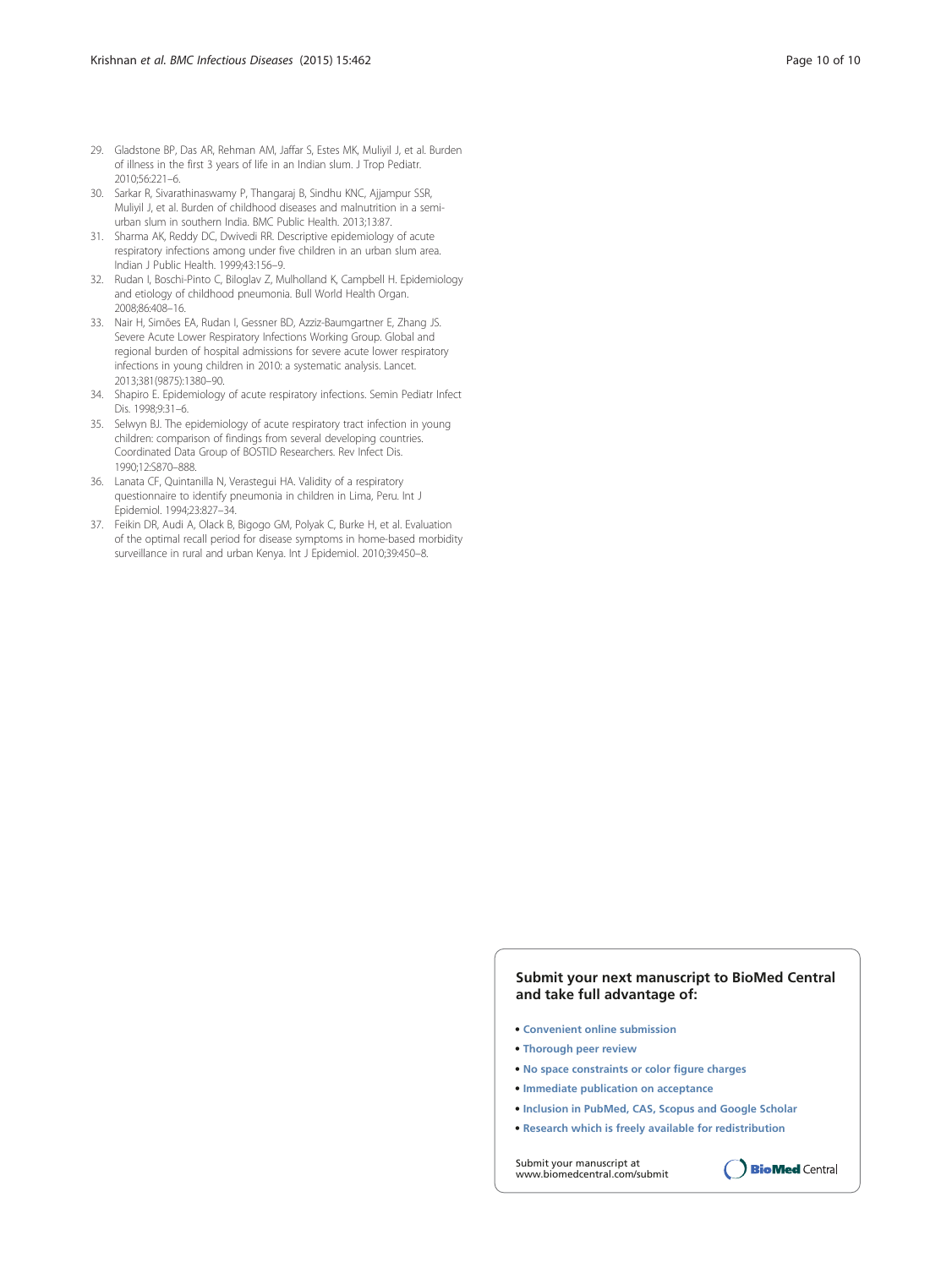29. Gladstone BP, Das AR, Rehman AM, Jaffar S, Estes MK, Muliyil J, et al. Burden of illness in the first 3 years of life in an Indian slum. J Trop Pediatr. 2010;56:221–6.
30. Sarkar R, Sivarathinaswamy P, Thangaraj B, Sindhu KNC, Ajjampur SSR, Muliyil J, et al. Burden of childhood diseases and malnutrition in a semi-urban slum in southern India. BMC Public Health. 2013;13:87.
31. Sharma AK, Reddy DC, Dwivedi RR. Descriptive epidemiology of acute respiratory infections among under five children in an urban slum area. Indian J Public Health. 1999;43:156–9.
32. Rudan I, Boschi-Pinto C, Biloglav Z, Mulholland K, Campbell H. Epidemiology and etiology of childhood pneumonia. Bull World Health Organ. 2008;86:408–16.
33. Nair H, Simões EA, Rudan I, Gessner BD, Azziz-Baumgartner E, Zhang JS. Severe Acute Lower Respiratory Infections Working Group. Global and regional burden of hospital admissions for severe acute lower respiratory infections in young children in 2010: a systematic analysis. Lancet. 2013;381(9875):1380–90.
34. Shapiro E. Epidemiology of acute respiratory infections. Semin Pediatr Infect Dis. 1998;9:31–6.
35. Selwyn BJ. The epidemiology of acute respiratory tract infection in young children: comparison of findings from several developing countries. Coordinated Data Group of BOSTID Researchers. Rev Infect Dis. 1990;12:S870–888.
36. Lanata CF, Quintanilla N, Verastegui HA. Validity of a respiratory questionnaire to identify pneumonia in children in Lima, Peru. Int J Epidemiol. 1994;23:827–34.
37. Feikin DR, Audi A, Olack B, Bigogo GM, Polyak C, Burke H, et al. Evaluation of the optimal recall period for disease symptoms in home-based morbidity surveillance in rural and urban Kenya. Int J Epidemiol. 2010;39:450–8.

**Submit your next manuscript to BioMed Central and take full advantage of:**

- **Convenient online submission**
- **Thorough peer review**
- **No space constraints or color figure charges**
- **Immediate publication on acceptance**
- **Inclusion in PubMed, CAS, Scopus and Google Scholar**
- **Research which is freely available for redistribution**

Submit your manuscript at
www.biomedcentral.com/submit

BioMed Central